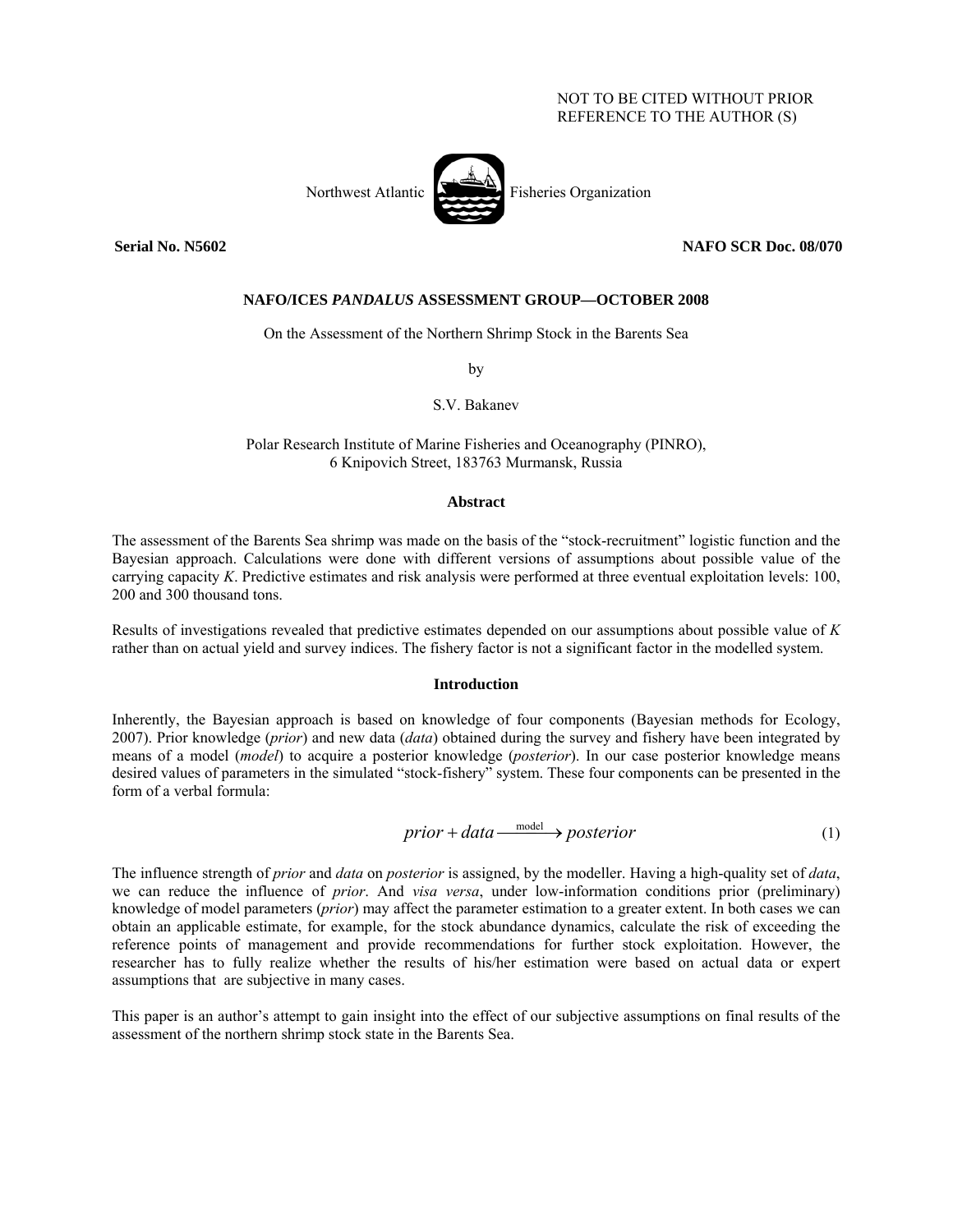NOT TO BE CITED WITHOUT PRIOR REFERENCE TO THE AUTHOR (S)

Northwest Atlantic Fisheries Organization

**Serial No. N5602** **NAFO SCR Doc. 08/070**

**NAFO/ICES *PANDALUS* ASSESSMENT GROUP—OCTOBER 2008**

On the Assessment of the Northern Shrimp Stock in the Barents Sea

by

S.V. Bakanev

Polar Research Institute of Marine Fisheries and Oceanography (PINRO),
6 Knipovich Street, 183763 Murmansk, Russia

## Abstract

The assessment of the Barents Sea shrimp was made on the basis of the "stock-recruitment" logistic function and the Bayesian approach. Calculations were done with different versions of assumptions about possible value of the carrying capacity *K*. Predictive estimates and risk analysis were performed at three eventual exploitation levels: 100, 200 and 300 thousand tons.

Results of investigations revealed that predictive estimates depended on our assumptions about possible value of *K* rather than on actual yield and survey indices. The fishery factor is not a significant factor in the modelled system.

## Introduction

Inherently, the Bayesian approach is based on knowledge of four components (Bayesian methods for Ecology, 2007). Prior knowledge (*prior*) and new data (*data*) obtained during the survey and fishery have been integrated by means of a model (*model*) to acquire a posterior knowledge (*posterior*). In our case posterior knowledge means desired values of parameters in the simulated "stock-fishery" system. These four components can be presented in the form of a verbal formula:

$$prior + data \xrightarrow{\text{model}} posterior \qquad (1)$$

The influence strength of *prior* and *data* on *posterior* is assigned, by the modeller. Having a high-quality set of *data*, we can reduce the influence of *prior*. And *visa versa*, under low-information conditions prior (preliminary) knowledge of model parameters (*prior*) may affect the parameter estimation to a greater extent. In both cases we can obtain an applicable estimate, for example, for the stock abundance dynamics, calculate the risk of exceeding the reference points of management and provide recommendations for further stock exploitation. However, the researcher has to fully realize whether the results of his/her estimation were based on actual data or expert assumptions that are subjective in many cases.

This paper is an author's attempt to gain insight into the effect of our subjective assumptions on final results of the assessment of the northern shrimp stock state in the Barents Sea.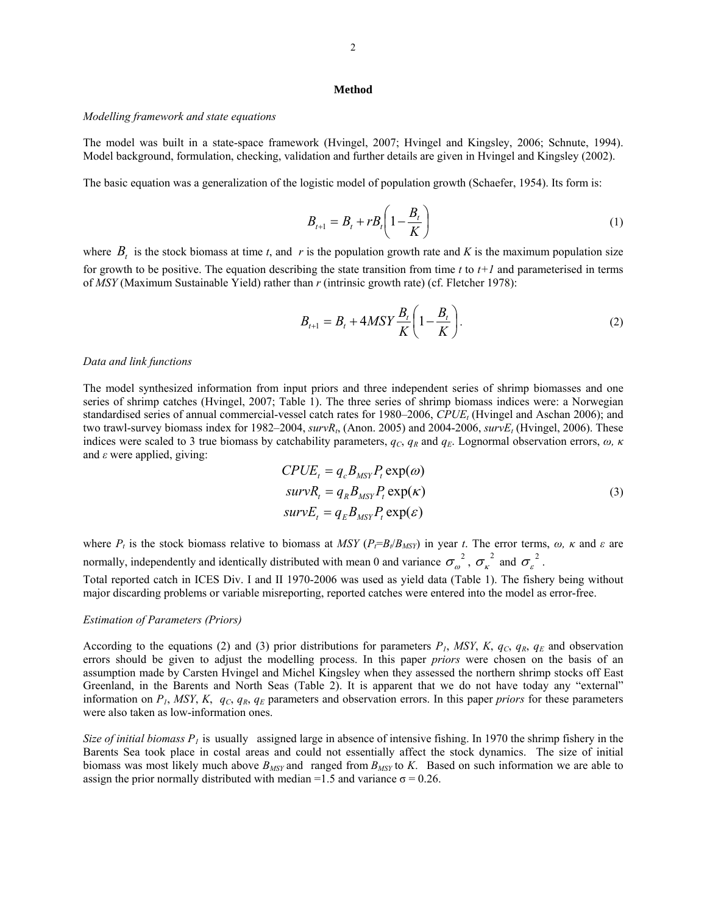## Method

*Modelling framework and state equations*

The model was built in a state-space framework (Hvingel, 2007; Hvingel and Kingsley, 2006; Schnute, 1994). Model background, formulation, checking, validation and further details are given in Hvingel and Kingsley (2002).

The basic equation was a generalization of the logistic model of population growth (Schaefer, 1954). Its form is:

$$B_{t+1} = B_t + rB_t\left(1 - \frac{B_t}{K}\right) \tag{1}$$

where $B_t$ is the stock biomass at time *t*, and $r$ is the population growth rate and *K* is the maximum population size for growth to be positive. The equation describing the state transition from time *t* to *t+1* and parameterised in terms of *MSY* (Maximum Sustainable Yield) rather than *r* (intrinsic growth rate) (cf. Fletcher 1978):

$$B_{t+1} = B_t + 4MSY\frac{B_t}{K}\left(1 - \frac{B_t}{K}\right). \tag{2}$$

*Data and link functions*

The model synthesized information from input priors and three independent series of shrimp biomasses and one series of shrimp catches (Hvingel, 2007; Table 1). The three series of shrimp biomass indices were: a Norwegian standardised series of annual commercial-vessel catch rates for 1980–2006, $CPUE_t$ (Hvingel and Aschan 2006); and two trawl-survey biomass index for 1982–2004, $survR_t$, (Anon. 2005) and 2004-2006, $survE_t$ (Hvingel, 2006). These indices were scaled to 3 true biomass by catchability parameters, $q_C$, $q_R$ and $q_E$. Lognormal observation errors, $\omega$, $\kappa$ and $\varepsilon$ were applied, giving:

$$\begin{aligned} CPUE_t &= q_c B_{MSY} P_t \exp(\omega) \\ survR_t &= q_R B_{MSY} P_t \exp(\kappa) \\ survE_t &= q_E B_{MSY} P_t \exp(\varepsilon) \end{aligned} \tag{3}$$

where $P_t$ is the stock biomass relative to biomass at *MSY* ($P_t$=$B_t$/$B_{MSY}$) in year *t*. The error terms, $\omega$, $\kappa$ and $\varepsilon$ are normally, independently and identically distributed with mean 0 and variance $\sigma_\omega^{\ 2}$, $\sigma_\kappa^{\ 2}$ and $\sigma_\varepsilon^{\ 2}$.

Total reported catch in ICES Div. I and II 1970-2006 was used as yield data (Table 1). The fishery being without major discarding problems or variable misreporting, reported catches were entered into the model as error-free.

*Estimation of Parameters (Priors)*

According to the equations (2) and (3) prior distributions for parameters $P_1$, *MSY*, *K*, $q_C$, $q_R$, $q_E$ and observation errors should be given to adjust the modelling process. In this paper *priors* were chosen on the basis of an assumption made by Carsten Hvingel and Michel Kingsley when they assessed the northern shrimp stocks off East Greenland, in the Barents and North Seas (Table 2). It is apparent that we do not have today any "external" information on $P_1$, *MSY*, *K*, $q_C$, $q_R$, $q_E$ parameters and observation errors. In this paper *priors* for these parameters were also taken as low-information ones.

*Size of initial biomass $P_1$* is usually assigned large in absence of intensive fishing. In 1970 the shrimp fishery in the Barents Sea took place in costal areas and could not essentially affect the stock dynamics. The size of initial biomass was most likely much above $B_{MSY}$ and ranged from $B_{MSY}$ to *K*. Based on such information we are able to assign the prior normally distributed with median =1.5 and variance σ = 0.26.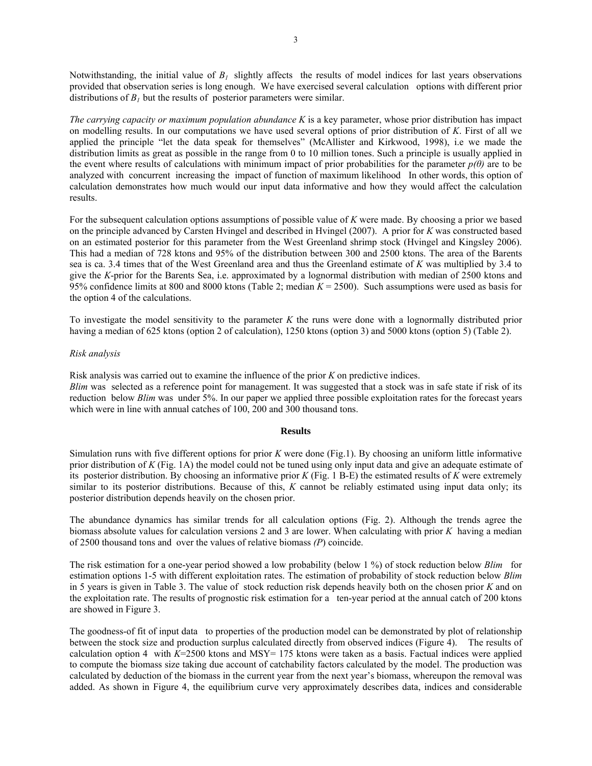Notwithstanding, the initial value of $B_1$ slightly affects the results of model indices for last years observations provided that observation series is long enough. We have exercised several calculation options with different prior distributions of $B_1$ but the results of posterior parameters were similar.

*The carrying capacity or maximum population abundance K* is a key parameter, whose prior distribution has impact on modelling results. In our computations we have used several options of prior distribution of *K*. First of all we applied the principle "let the data speak for themselves" (McAllister and Kirkwood, 1998), i.e we made the distribution limits as great as possible in the range from 0 to 10 million tones. Such a principle is usually applied in the event where results of calculations with minimum impact of prior probabilities for the parameter $p(\theta)$ are to be analyzed with concurrent increasing the impact of function of maximum likelihood In other words, this option of calculation demonstrates how much would our input data informative and how they would affect the calculation results.

For the subsequent calculation options assumptions of possible value of *K* were made. By choosing a prior we based on the principle advanced by Carsten Hvingel and described in Hvingel (2007). A prior for *K* was constructed based on an estimated posterior for this parameter from the West Greenland shrimp stock (Hvingel and Kingsley 2006). This had a median of 728 ktons and 95% of the distribution between 300 and 2500 ktons. The area of the Barents sea is ca. 3.4 times that of the West Greenland area and thus the Greenland estimate of *K* was multiplied by 3.4 to give the *K*-prior for the Barents Sea, i.e. approximated by a lognormal distribution with median of 2500 ktons and 95% confidence limits at 800 and 8000 ktons (Table 2; median $K = 2500$). Such assumptions were used as basis for the option 4 of the calculations.

To investigate the model sensitivity to the parameter *K* the runs were done with a lognormally distributed prior having a median of 625 ktons (option 2 of calculation), 1250 ktons (option 3) and 5000 ktons (option 5) (Table 2).

*Risk analysis*

Risk analysis was carried out to examine the influence of the prior *K* on predictive indices.
*Blim* was selected as a reference point for management. It was suggested that a stock was in safe state if risk of its reduction below *Blim* was under 5%. In our paper we applied three possible exploitation rates for the forecast years which were in line with annual catches of 100, 200 and 300 thousand tons.

## Results

Simulation runs with five different options for prior *K* were done (Fig.1). By choosing an uniform little informative prior distribution of *K* (Fig. 1A) the model could not be tuned using only input data and give an adequate estimate of its posterior distribution. By choosing an informative prior *K* (Fig. 1 B-E) the estimated results of *K* were extremely similar to its posterior distributions. Because of this, *K* cannot be reliably estimated using input data only; its posterior distribution depends heavily on the chosen prior.

The abundance dynamics has similar trends for all calculation options (Fig. 2). Although the trends agree the biomass absolute values for calculation versions 2 and 3 are lower. When calculating with prior *K* having a median of 2500 thousand tons and over the values of relative biomass *(P)* coincide.

The risk estimation for a one-year period showed a low probability (below 1 %) of stock reduction below *Blim* for estimation options 1-5 with different exploitation rates. The estimation of probability of stock reduction below *Blim* in 5 years is given in Table 3. The value of stock reduction risk depends heavily both on the chosen prior *K* and on the exploitation rate. The results of prognostic risk estimation for a ten-year period at the annual catch of 200 ktons are showed in Figure 3.

The goodness-of fit of input data to properties of the production model can be demonstrated by plot of relationship between the stock size and production surplus calculated directly from observed indices (Figure 4). The results of calculation option 4 with $K$=2500 ktons and MSY= 175 ktons were taken as a basis. Factual indices were applied to compute the biomass size taking due account of catchability factors calculated by the model. The production was calculated by deduction of the biomass in the current year from the next year's biomass, whereupon the removal was added. As shown in Figure 4, the equilibrium curve very approximately describes data, indices and considerable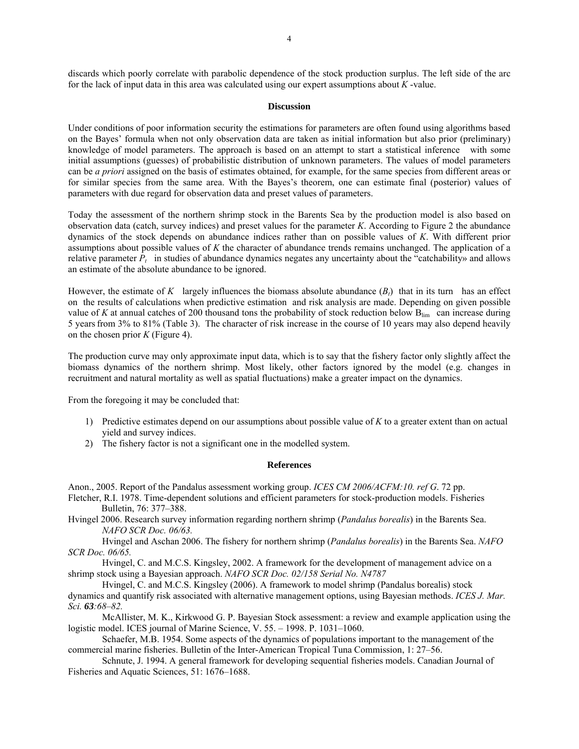discards which poorly correlate with parabolic dependence of the stock production surplus. The left side of the arc for the lack of input data in this area was calculated using our expert assumptions about *K* -value.

## Discussion

Under conditions of poor information security the estimations for parameters are often found using algorithms based on the Bayes' formula when not only observation data are taken as initial information but also prior (preliminary) knowledge of model parameters. The approach is based on an attempt to start a statistical inference with some initial assumptions (guesses) of probabilistic distribution of unknown parameters. The values of model parameters can be *a priori* assigned on the basis of estimates obtained, for example, for the same species from different areas or for similar species from the same area. With the Bayes's theorem, one can estimate final (posterior) values of parameters with due regard for observation data and preset values of parameters.

Today the assessment of the northern shrimp stock in the Barents Sea by the production model is also based on observation data (catch, survey indices) and preset values for the parameter *K*. According to Figure 2 the abundance dynamics of the stock depends on abundance indices rather than on possible values of *K*. With different prior assumptions about possible values of *K* the character of abundance trends remains unchanged. The application of a relative parameter $P_t$ in studies of abundance dynamics negates any uncertainty about the "catchability» and allows an estimate of the absolute abundance to be ignored.

However, the estimate of *K* largely influences the biomass absolute abundance ($B_t$) that in its turn has an effect on the results of calculations when predictive estimation and risk analysis are made. Depending on given possible value of *K* at annual catches of 200 thousand tons the probability of stock reduction below $B_{lim}$ can increase during 5 years from 3% to 81% (Table 3). The character of risk increase in the course of 10 years may also depend heavily on the chosen prior *K* (Figure 4).

The production curve may only approximate input data, which is to say that the fishery factor only slightly affect the biomass dynamics of the northern shrimp. Most likely, other factors ignored by the model (e.g. changes in recruitment and natural mortality as well as spatial fluctuations) make a greater impact on the dynamics.

From the foregoing it may be concluded that:

1) Predictive estimates depend on our assumptions about possible value of *K* to a greater extent than on actual yield and survey indices.
2) The fishery factor is not a significant one in the modelled system.

## References

Anon., 2005. Report of the Pandalus assessment working group. *ICES CM 2006/ACFM:10. ref G*. 72 pp.

Fletcher, R.I. 1978. Time-dependent solutions and efficient parameters for stock-production models. Fisheries Bulletin, 76: 377–388.

Hvingel 2006. Research survey information regarding northern shrimp (*Pandalus borealis*) in the Barents Sea. *NAFO SCR Doc. 06/63.*

Hvingel and Aschan 2006. The fishery for northern shrimp (*Pandalus borealis*) in the Barents Sea. *NAFO SCR Doc. 06/65.*

Hvingel, C. and M.C.S. Kingsley, 2002. A framework for the development of management advice on a shrimp stock using a Bayesian approach. *NAFO SCR Doc. 02/158 Serial No. N4787*

Hvingel, C. and M.C.S. Kingsley (2006). A framework to model shrimp (Pandalus borealis) stock dynamics and quantify risk associated with alternative management options, using Bayesian methods. *ICES J. Mar. Sci.* ***63****:68–82.*

McAllister, M. K., Kirkwood G. P. Bayesian Stock assessment: a review and example application using the logistic model. ICES journal of Marine Science, V. 55. – 1998. P. 1031–1060.

Schaefer, M.B. 1954. Some aspects of the dynamics of populations important to the management of the commercial marine fisheries. Bulletin of the Inter-American Tropical Tuna Commission, 1: 27–56.

Schnute, J. 1994. A general framework for developing sequential fisheries models. Canadian Journal of Fisheries and Aquatic Sciences, 51: 1676–1688.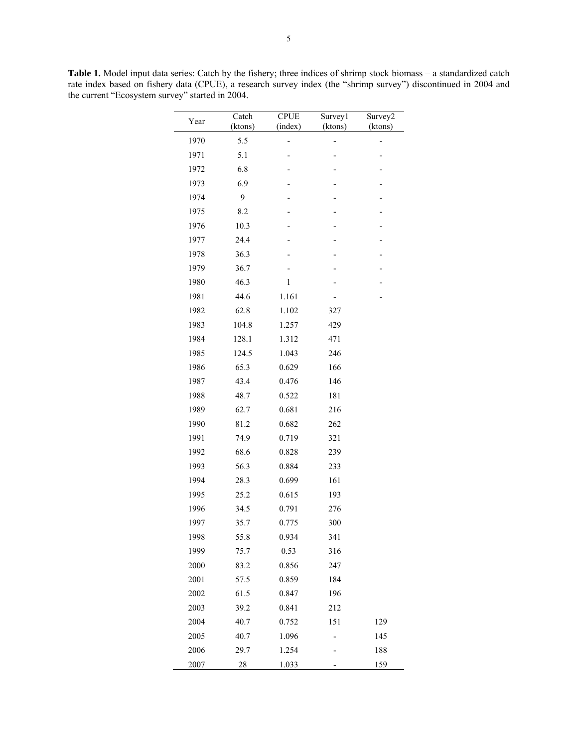**Table 1.** Model input data series: Catch by the fishery; three indices of shrimp stock biomass – a standardized catch rate index based on fishery data (CPUE), a research survey index (the "shrimp survey") discontinued in 2004 and the current "Ecosystem survey" started in 2004.

| Year | Catch (ktons) | CPUE (index) | Survey1 (ktons) | Survey2 (ktons) |
|---|---|---|---|---|
| 1970 | 5.5 | - | - | - |
| 1971 | 5.1 | - | - | - |
| 1972 | 6.8 | - | - | - |
| 1973 | 6.9 | - | - | - |
| 1974 | 9 | - | - | - |
| 1975 | 8.2 | - | - | - |
| 1976 | 10.3 | - | - | - |
| 1977 | 24.4 | - | - | - |
| 1978 | 36.3 | - | - | - |
| 1979 | 36.7 | - | - | - |
| 1980 | 46.3 | 1 | - | - |
| 1981 | 44.6 | 1.161 | - | - |
| 1982 | 62.8 | 1.102 | 327 | |
| 1983 | 104.8 | 1.257 | 429 | |
| 1984 | 128.1 | 1.312 | 471 | |
| 1985 | 124.5 | 1.043 | 246 | |
| 1986 | 65.3 | 0.629 | 166 | |
| 1987 | 43.4 | 0.476 | 146 | |
| 1988 | 48.7 | 0.522 | 181 | |
| 1989 | 62.7 | 0.681 | 216 | |
| 1990 | 81.2 | 0.682 | 262 | |
| 1991 | 74.9 | 0.719 | 321 | |
| 1992 | 68.6 | 0.828 | 239 | |
| 1993 | 56.3 | 0.884 | 233 | |
| 1994 | 28.3 | 0.699 | 161 | |
| 1995 | 25.2 | 0.615 | 193 | |
| 1996 | 34.5 | 0.791 | 276 | |
| 1997 | 35.7 | 0.775 | 300 | |
| 1998 | 55.8 | 0.934 | 341 | |
| 1999 | 75.7 | 0.53 | 316 | |
| 2000 | 83.2 | 0.856 | 247 | |
| 2001 | 57.5 | 0.859 | 184 | |
| 2002 | 61.5 | 0.847 | 196 | |
| 2003 | 39.2 | 0.841 | 212 | |
| 2004 | 40.7 | 0.752 | 151 | 129 |
| 2005 | 40.7 | 1.096 | - | 145 |
| 2006 | 29.7 | 1.254 | - | 188 |
| 2007 | 28 | 1.033 | - | 159 |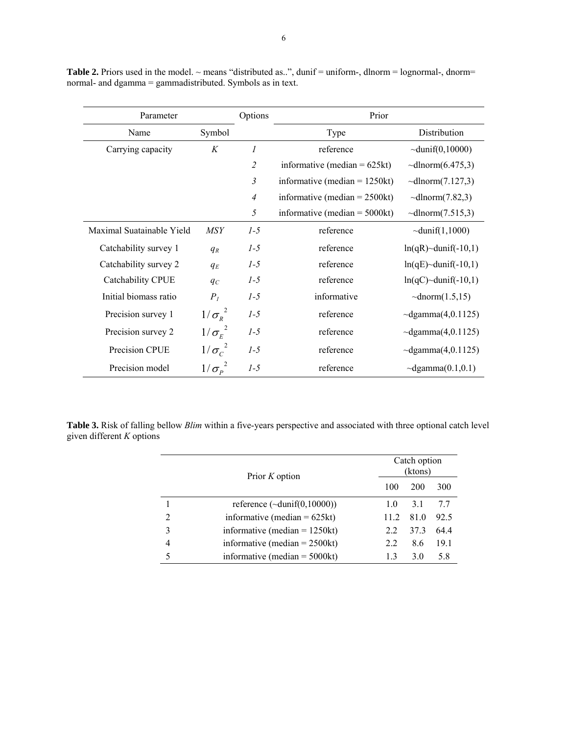**Table 2.** Priors used in the model. ~ means "distributed as..", dunif = uniform-, dlnorm = lognormal-, dnorm= normal- and dgamma = gammadistributed. Symbols as in text.

| Parameter | | Options | Prior | |
|---|---|---|---|---|
| Name | Symbol | | Type | Distribution |
| Carrying capacity | $K$ | *1* | reference | ~dunif(0,10000) |
| | | *2* | informative (median = 625kt) | ~dlnorm(6.475,3) |
| | | *3* | informative (median = 1250kt) | ~dlnorm(7.127,3) |
| | | *4* | informative (median = 2500kt) | ~dlnorm(7.82,3) |
| | | *5* | informative (median = 5000kt) | ~dlnorm(7.515,3) |
| Maximal Suatainable Yield | *MSY* | *1-5* | reference | ~dunif(1,1000) |
| Catchability survey 1 | $q_R$ | *1-5* | reference | ln(qR)~dunif(-10,1) |
| Catchability survey 2 | $q_E$ | *1-5* | reference | ln(qE)~dunif(-10,1) |
| Catchability CPUE | $q_C$ | *1-5* | reference | ln(qC)~dunif(-10,1) |
| Initial biomass ratio | $P_1$ | *1-5* | informative | ~dnorm(1.5,15) |
| Precision survey 1 | $1/\sigma_R^2$ | *1-5* | reference | ~dgamma(4,0.1125) |
| Precision survey 2 | $1/\sigma_E^2$ | *1-5* | reference | ~dgamma(4,0.1125) |
| Precision CPUE | $1/\sigma_C^2$ | *1-5* | reference | ~dgamma(4,0.1125) |
| Precision model | $1/\sigma_P^2$ | *1-5* | reference | ~dgamma(0.1,0.1) |

**Table 3.** Risk of falling bellow *Blim* within a five-years perspective and associated with three optional catch level given different *K* options

| | Prior *K* option | Catch option (ktons) | | |
|---|---|---|---|---|
| | | 100 | 200 | 300 |
| 1 | reference (~dunif(0,10000)) | 1.0 | 3.1 | 7.7 |
| 2 | informative (median = 625kt) | 11.2 | 81.0 | 92.5 |
| 3 | informative (median = 1250kt) | 2.2 | 37.3 | 64.4 |
| 4 | informative (median = 2500kt) | 2.2 | 8.6 | 19.1 |
| 5 | informative (median = 5000kt) | 1.3 | 3.0 | 5.8 |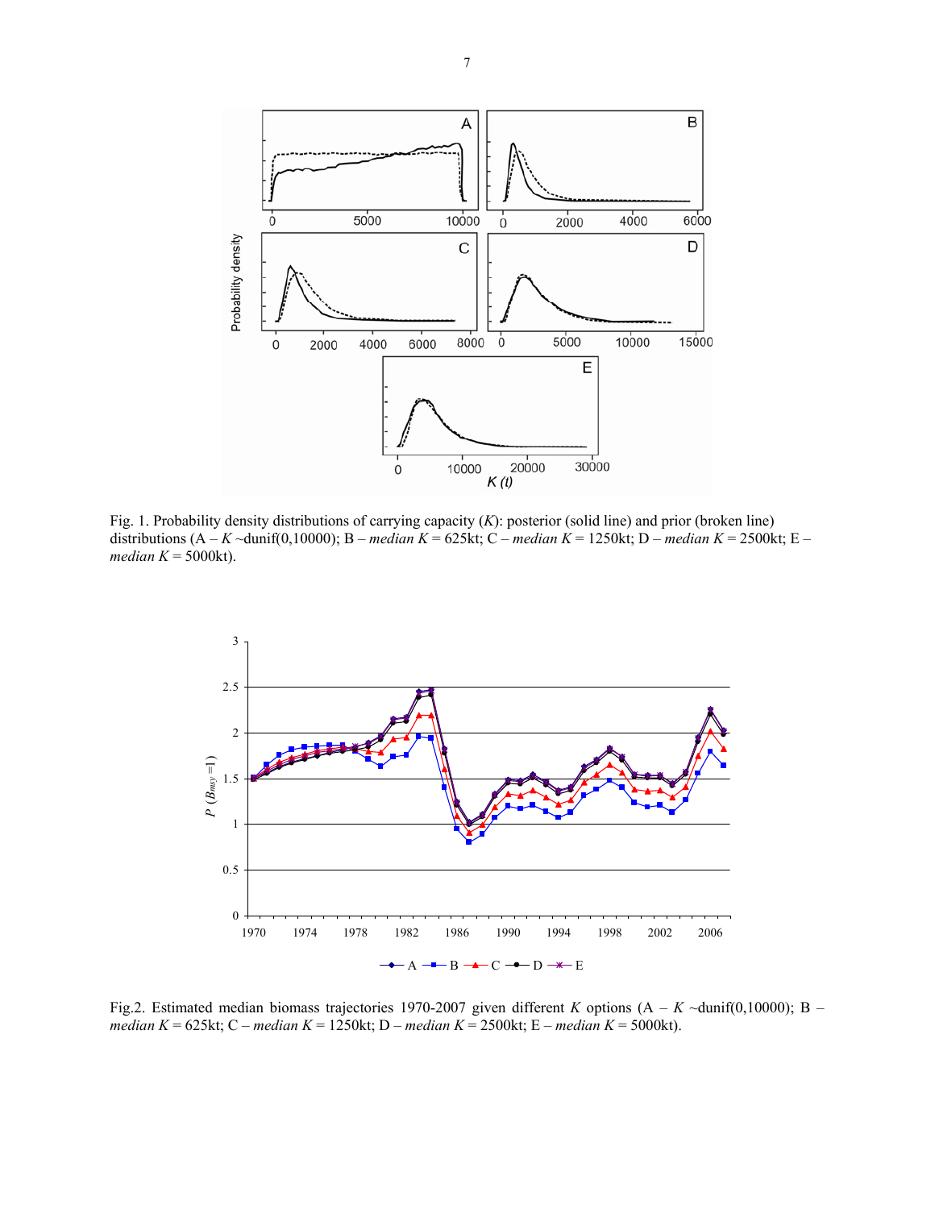Fig. 1. Probability density distributions of carrying capacity ($K$): posterior (solid line) and prior (broken line) distributions (A – $K$ ~dunif(0,10000); B – *median* $K$ = 625kt; C – *median* $K$ = 1250kt; D – *median* $K$ = 2500kt; E – *median* $K$ = 5000kt).

Fig.2. Estimated median biomass trajectories 1970-2007 given different $K$ options (A – $K$ ~dunif(0,10000); B – *median* $K$ = 625kt; C – *median* $K$ = 1250kt; D – *median* $K$ = 2500kt; E – *median* $K$ = 5000kt).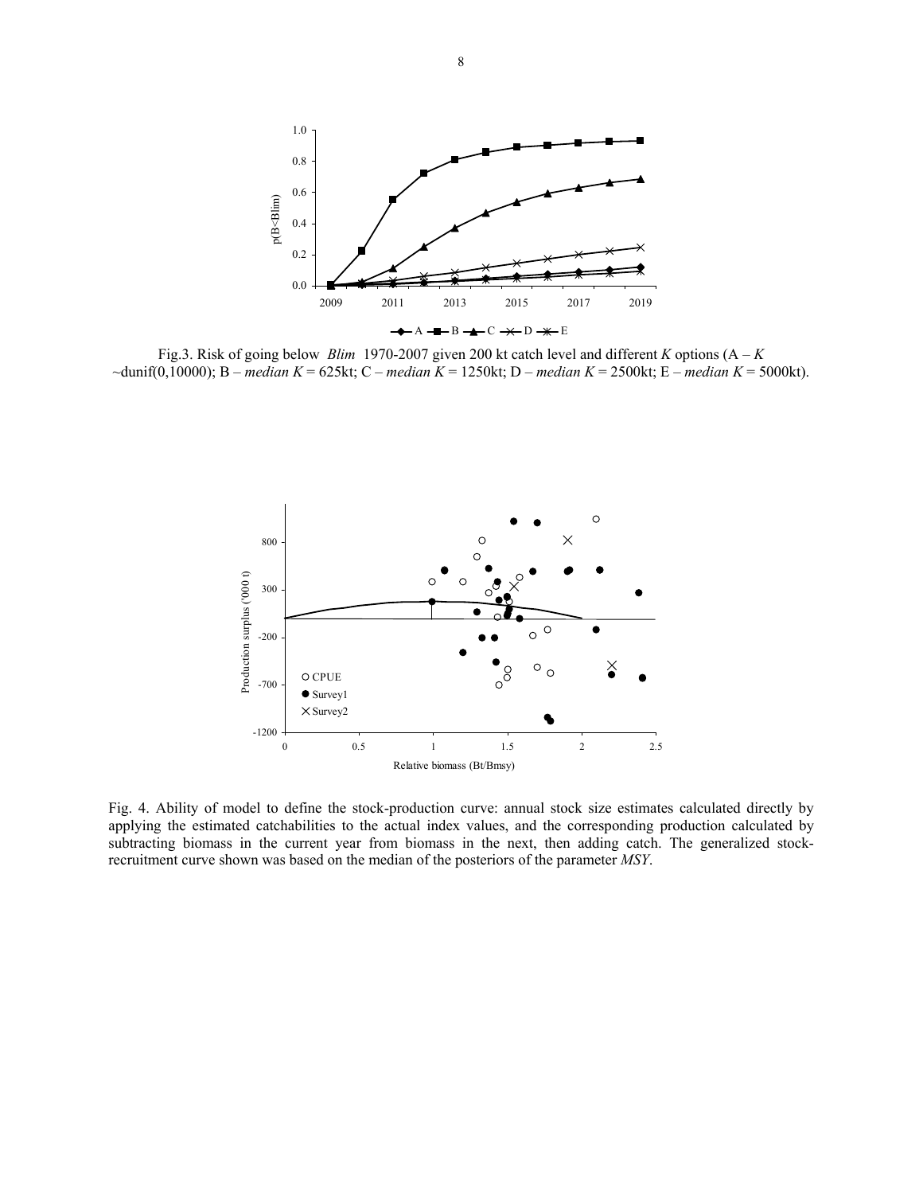1.0

0.8

0.6

0.4

0.2

0.0

p(B<Blim)

2009

2011

2013

2015

2017

2019

A B C D E

Fig.3. Risk of going below *Blim* 1970-2007 given 200 kt catch level and different *K* options (A – *K* ~dunif(0,10000); B – *median K* = 625kt; C – *median K* = 1250kt; D – *median K* = 2500kt; E – *median K* = 5000kt).

800

300

-200

-700

-1200

Production surplus ('000 t)

0

0.5

1

1.5

2

2.5

Relative biomass (Bt/Bmsy)

CPUE

Survey1

Survey2

Fig. 4. Ability of model to define the stock-production curve: annual stock size estimates calculated directly by applying the estimated catchabilities to the actual index values, and the corresponding production calculated by subtracting biomass in the current year from biomass in the next, then adding catch. The generalized stock-recruitment curve shown was based on the median of the posteriors of the parameter *MSY*.